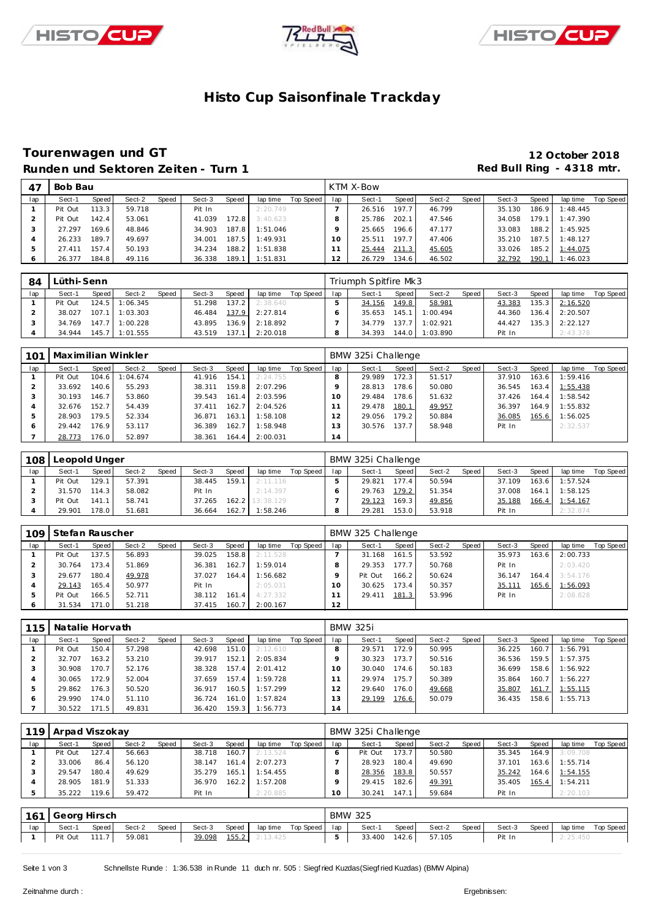# Histo Cup Saisonfinale Trackday

## Tourenwagen und GT

**12 October 2018**

### Runden und Sektoren Zeiten - Turn 1

**Red Bull Ring - 4318 mtr.**

| 47 | Bob Bau | | | | | | | | KTM X-Bow | | | | | | | | |
|---|---|---|---|---|---|---|---|---|---|---|---|---|---|---|---|---|---|
| lap | Sect-1 | Speed | Sect-2 | Speed | Sect-3 | Speed | lap time | Top Speed | lap | Sect-1 | Speed | Sect-2 | Speed | Sect-3 | Speed | lap time | Top Speed |
| 1 | Pit Out | 113.3 | 59.718 | | Pit In | | 2:20.749 | | 7 | 26.516 | 197.7 | 46.799 | | 35.130 | 186.9 | 1:48.445 | |
| 2 | Pit Out | 142.4 | 53.061 | | 41.039 | 172.8 | 3:40.623 | | 8 | 25.786 | 202.1 | 47.546 | | 34.058 | 179.1 | 1:47.390 | |
| 3 | 27.297 | 169.6 | 48.846 | | 34.903 | 187.8 | 1:51.046 | | 9 | 25.665 | 196.6 | 47.177 | | 33.083 | 188.2 | 1:45.925 | |
| 4 | 26.233 | 189.7 | 49.697 | | 34.001 | 187.5 | 1:49.931 | | 10 | 25.511 | 197.7 | 47.406 | | 35.210 | 187.5 | 1:48.127 | |
| 5 | 27.411 | 157.4 | 50.193 | | 34.234 | 188.2 | 1:51.838 | | 11 | 25.444 | 211.3 | 45.605 | | 33.026 | 185.2 | 1:44.075 | |
| 6 | 26.377 | 184.8 | 49.116 | | 36.338 | 189.1 | 1:51.831 | | 12 | 26.729 | 134.6 | 46.502 | | 32.792 | 190.1 | 1:46.023 | |

| 84 | Lüthi-Senn | | | | | | | | Triumph Spitfire Mk3 | | | | | | | | |
|---|---|---|---|---|---|---|---|---|---|---|---|---|---|---|---|---|---|
| lap | Sect-1 | Speed | Sect-2 | Speed | Sect-3 | Speed | lap time | Top Speed | lap | Sect-1 | Speed | Sect-2 | Speed | Sect-3 | Speed | lap time | Top Speed |
| 1 | Pit Out | 124.5 | 1:06.345 | | 51.298 | 137.2 | 2:38.640 | | 5 | 34.156 | 149.8 | 58.981 | | 43.383 | 135.3 | 2:16.520 | |
| 2 | 38.027 | 107.1 | 1:03.303 | | 46.484 | 137.9 | 2:27.814 | | 6 | 35.653 | 145.1 | 1:00.494 | | 44.360 | 136.4 | 2:20.507 | |
| 3 | 34.769 | 147.7 | 1:00.228 | | 43.895 | 136.9 | 2:18.892 | | 7 | 34.779 | 137.7 | 1:02.921 | | 44.427 | 135.3 | 2:22.127 | |
| 4 | 34.944 | 145.7 | 1:01.555 | | 43.519 | 137.1 | 2:20.018 | | 8 | 34.393 | 144.0 | 1:03.890 | | Pit In | | 2:43.378 | |

| 101 | Maximilian Winkler | | | | | | | | BMW 325i Challenge | | | | | | | | |
|---|---|---|---|---|---|---|---|---|---|---|---|---|---|---|---|---|---|
| lap | Sect-1 | Speed | Sect-2 | Speed | Sect-3 | Speed | lap time | Top Speed | lap | Sect-1 | Speed | Sect-2 | Speed | Sect-3 | Speed | lap time | Top Speed |
| 1 | Pit Out | 104.6 | 1:04.674 | | 41.916 | 154.1 | 2:24.755 | | 8 | 29.989 | 172.3 | 51.517 | | 37.910 | 163.6 | 1:59.416 | |
| 2 | 33.692 | 140.6 | 55.293 | | 38.311 | 159.8 | 2:07.296 | | 9 | 28.813 | 178.6 | 50.080 | | 36.545 | 163.4 | 1:55.438 | |
| 3 | 30.193 | 146.7 | 53.860 | | 39.543 | 161.4 | 2:03.596 | | 10 | 29.484 | 178.6 | 51.632 | | 37.426 | 164.4 | 1:58.542 | |
| 4 | 32.676 | 152.7 | 54.439 | | 37.411 | 162.7 | 2:04.526 | | 11 | 29.478 | 180.1 | 49.957 | | 36.397 | 164.9 | 1:55.832 | |
| 5 | 28.903 | 179.5 | 52.334 | | 36.871 | 163.1 | 1:58.108 | | 12 | 29.056 | 179.2 | 50.884 | | 36.085 | 165.6 | 1:56.025 | |
| 6 | 29.442 | 176.9 | 53.117 | | 36.389 | 162.7 | 1:58.948 | | 13 | 30.576 | 137.7 | 58.948 | | Pit In | | 2:32.537 | |
| 7 | 28.773 | 176.0 | 52.897 | | 38.361 | 164.4 | 2:00.031 | | 14 | | | | | | | | |

| 108 | Leopold Unger | | | | | | | | BMW 325i Challenge | | | | | | | | |
|---|---|---|---|---|---|---|---|---|---|---|---|---|---|---|---|---|---|
| lap | Sect-1 | Speed | Sect-2 | Speed | Sect-3 | Speed | lap time | Top Speed | lap | Sect-1 | Speed | Sect-2 | Speed | Sect-3 | Speed | lap time | Top Speed |
| 1 | Pit Out | 129.1 | 57.391 | | 38.445 | 159.1 | 2:11.116 | | 5 | 29.821 | 177.4 | 50.594 | | 37.109 | 163.6 | 1:57.524 | |
| 2 | 31.570 | 114.3 | 58.082 | | Pit In | | 2:14.397 | | 6 | 29.763 | 179.2 | 51.354 | | 37.008 | 164.1 | 1:58.125 | |
| 3 | Pit Out | 141.1 | 58.741 | | 37.265 | 162.2 | 13:38.129 | | 7 | 29.123 | 169.3 | 49.856 | | 35.188 | 166.4 | 1:54.167 | |
| 4 | 29.901 | 178.0 | 51.681 | | 36.664 | 162.7 | 1:58.246 | | 8 | 29.281 | 153.0 | 53.918 | | Pit In | | 2:32.874 | |

| 109 | Stefan Rauscher | | | | | | | | BMW 325 Challenge | | | | | | | | |
|---|---|---|---|---|---|---|---|---|---|---|---|---|---|---|---|---|---|
| lap | Sect-1 | Speed | Sect-2 | Speed | Sect-3 | Speed | lap time | Top Speed | lap | Sect-1 | Speed | Sect-2 | Speed | Sect-3 | Speed | lap time | Top Speed |
| 1 | Pit Out | 137.5 | 56.893 | | 39.025 | 158.8 | 2:11.528 | | 7 | 31.168 | 161.5 | 53.592 | | 35.973 | 163.6 | 2:00.733 | |
| 2 | 30.764 | 173.4 | 51.869 | | 36.381 | 162.7 | 1:59.014 | | 8 | 29.353 | 177.7 | 50.768 | | Pit In | | 2:03.420 | |
| 3 | 29.677 | 180.4 | 49.978 | | 37.027 | 164.4 | 1:56.682 | | 9 | Pit Out | 166.2 | 50.624 | | 36.147 | 164.4 | 3:54.176 | |
| 4 | 29.143 | 165.4 | 50.977 | | Pit In | | 2:05.031 | | 10 | 30.625 | 173.4 | 50.357 | | 35.111 | 165.6 | 1:56.093 | |
| 5 | Pit Out | 166.5 | 52.711 | | 38.112 | 161.4 | 4:27.332 | | 11 | 29.411 | 181.3 | 53.996 | | Pit In | | 2:08.828 | |
| 6 | 31.534 | 171.0 | 51.218 | | 37.415 | 160.7 | 2:00.167 | | 12 | | | | | | | | |

| 115 | Natalie Horvath | | | | | | | | BMW 325i | | | | | | | | |
|---|---|---|---|---|---|---|---|---|---|---|---|---|---|---|---|---|---|
| lap | Sect-1 | Speed | Sect-2 | Speed | Sect-3 | Speed | lap time | Top Speed | lap | Sect-1 | Speed | Sect-2 | Speed | Sect-3 | Speed | lap time | Top Speed |
| 1 | Pit Out | 150.4 | 57.298 | | 42.698 | 151.0 | 2:12.610 | | 8 | 29.571 | 172.9 | 50.995 | | 36.225 | 160.7 | 1:56.791 | |
| 2 | 32.707 | 163.2 | 53.210 | | 39.917 | 152.1 | 2:05.834 | | 9 | 30.323 | 173.7 | 50.516 | | 36.536 | 159.5 | 1:57.375 | |
| 3 | 30.908 | 170.7 | 52.176 | | 38.328 | 157.4 | 2:01.412 | | 10 | 30.040 | 174.6 | 50.183 | | 36.699 | 158.6 | 1:56.922 | |
| 4 | 30.065 | 172.9 | 52.004 | | 37.659 | 157.4 | 1:59.728 | | 11 | 29.974 | 175.7 | 50.389 | | 35.864 | 160.7 | 1:56.227 | |
| 5 | 29.862 | 176.3 | 50.520 | | 36.917 | 160.5 | 1:57.299 | | 12 | 29.640 | 176.0 | 49.668 | | 35.807 | 161.7 | 1:55.115 | |
| 6 | 29.990 | 174.0 | 51.110 | | 36.724 | 161.0 | 1:57.824 | | 13 | 29.199 | 176.6 | 50.079 | | 36.435 | 158.6 | 1:55.713 | |
| 7 | 30.522 | 171.5 | 49.831 | | 36.420 | 159.3 | 1:56.773 | | 14 | | | | | | | | |

| 119 | Arpad Viszokay | | | | | | | | BMW 325i Challenge | | | | | | | | |
|---|---|---|---|---|---|---|---|---|---|---|---|---|---|---|---|---|---|
| lap | Sect-1 | Speed | Sect-2 | Speed | Sect-3 | Speed | lap time | Top Speed | lap | Sect-1 | Speed | Sect-2 | Speed | Sect-3 | Speed | lap time | Top Speed |
| 1 | Pit Out | 127.4 | 56.663 | | 38.718 | 160.7 | 2:13.524 | | 6 | Pit Out | 173.7 | 50.580 | | 35.345 | 164.9 | 3:09.708 | |
| 2 | 33.006 | 86.4 | 56.120 | | 38.147 | 161.4 | 2:07.273 | | 7 | 28.923 | 180.4 | 49.690 | | 37.101 | 163.6 | 1:55.714 | |
| 3 | 29.547 | 180.4 | 49.629 | | 35.279 | 165.1 | 1:54.455 | | 8 | 28.356 | 183.8 | 50.557 | | 35.242 | 164.6 | 1:54.155 | |
| 4 | 28.905 | 181.9 | 51.333 | | 36.970 | 162.2 | 1:57.208 | | 9 | 29.415 | 182.6 | 49.391 | | 35.405 | 165.4 | 1:54.211 | |
| 5 | 35.222 | 119.6 | 59.472 | | Pit In | | 2:20.885 | | 10 | 30.241 | 147.1 | 59.684 | | Pit In | | 2:20.103 | |

| 161 | Georg Hirsch | | | | | | | | BMW 325 | | | | | | | | |
|---|---|---|---|---|---|---|---|---|---|---|---|---|---|---|---|---|---|
| lap | Sect-1 | Speed | Sect-2 | Speed | Sect-3 | Speed | lap time | Top Speed | lap | Sect-1 | Speed | Sect-2 | Speed | Sect-3 | Speed | lap time | Top Speed |
| 1 | Pit Out | 111.7 | 59.081 | | 39.098 | 155.2 | 2:13.425 | | 5 | 33.400 | 142.6 | 57.105 | | Pit In | | 2:25.450 | |

Schnellste Runde : 1:36.538 in Runde 11 duch nr. 505 : Siegfried Kuzdas(Siegfried Kuzdas) (BMW Alpina)

Zeitnahme durch :

Ergebnissen: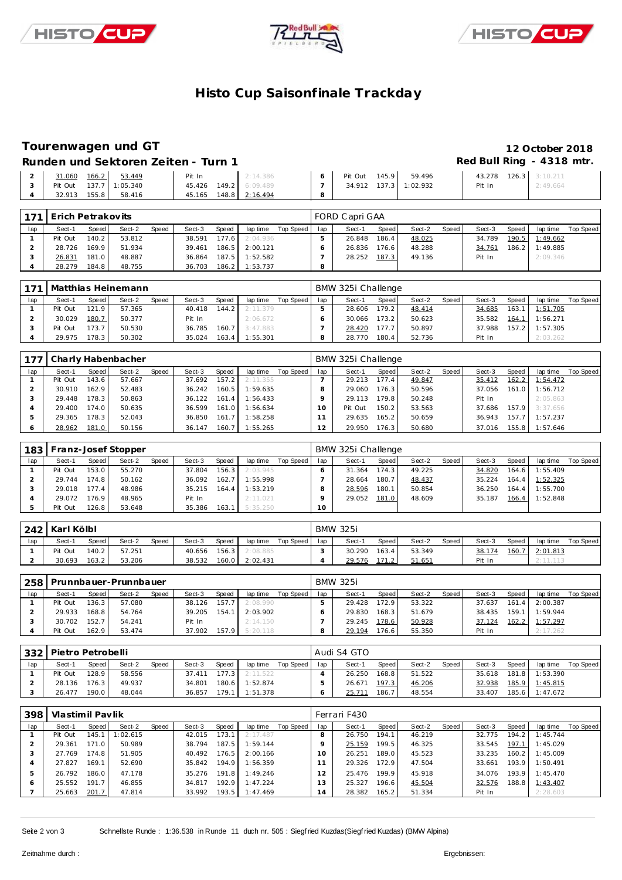# Histo Cup Saisonfinale Trackday

## Tourenwagen und GT

**12 October 2018**

### Runden und Sektoren Zeiten - Turn 1

**Red Bull Ring - 4318 mtr.**

| lap | Sect-1 | Speed | Sect-2 | Speed | Sect-3 | Speed | lap time | Top Speed | lap | Sect-1 | Speed | Sect-2 | Speed | Sect-3 | Speed | lap time | Top Speed |
|---|---|---|---|---|---|---|---|---|---|---|---|---|---|---|---|---|---|
| 2 | 31.060 | 166.2 | 53.449 | | Pit In | | 2:14.386 | | 6 | Pit Out | 145.9 | 59.496 | | 43.278 | 126.3 | 3:10.211 | |
| 3 | Pit Out | 137.7 | 1:05.340 | | 45.426 | 149.2 | 6:09.489 | | 7 | 34.912 | 137.3 | 1:02.932 | | Pit In | | 2:49.664 | |
| 4 | 32.913 | 155.8 | 58.416 | | 45.165 | 148.8 | 2:16.494 | | 8 | | | | | | | | |

**171 Erich Petrakovits** — FORD Capri GAA

| lap | Sect-1 | Speed | Sect-2 | Speed | Sect-3 | Speed | lap time | Top Speed | lap | Sect-1 | Speed | Sect-2 | Speed | Sect-3 | Speed | lap time | Top Speed |
|---|---|---|---|---|---|---|---|---|---|---|---|---|---|---|---|---|---|
| 1 | Pit Out | 140.2 | 53.812 | | 38.591 | 177.6 | 2:04.936 | | 5 | 26.848 | 186.4 | 48.025 | | 34.789 | 190.5 | 1:49.662 | |
| 2 | 28.726 | 169.9 | 51.934 | | 39.461 | 186.5 | 2:00.121 | | 6 | 26.836 | 176.6 | 48.288 | | 34.761 | 186.2 | 1:49.885 | |
| 3 | 26.831 | 181.0 | 48.887 | | 36.864 | 187.5 | 1:52.582 | | 7 | 28.252 | 187.3 | 49.136 | | Pit In | | 2:09.346 | |
| 4 | 28.279 | 184.8 | 48.755 | | 36.703 | 186.2 | 1:53.737 | | 8 | | | | | | | | |

**171 Matthias Heinemann** — BMW 325i Challenge

| lap | Sect-1 | Speed | Sect-2 | Speed | Sect-3 | Speed | lap time | Top Speed | lap | Sect-1 | Speed | Sect-2 | Speed | Sect-3 | Speed | lap time | Top Speed |
|---|---|---|---|---|---|---|---|---|---|---|---|---|---|---|---|---|---|
| 1 | Pit Out | 121.9 | 57.365 | | 40.418 | 144.2 | 2:11.379 | | 5 | 28.606 | 179.2 | 48.414 | | 34.685 | 163.1 | 1:51.705 | |
| 2 | 30.029 | 180.7 | 50.377 | | Pit In | | 2:06.672 | | 6 | 30.066 | 173.2 | 50.623 | | 35.582 | 164.1 | 1:56.271 | |
| 3 | Pit Out | 173.7 | 50.530 | | 36.785 | 160.7 | 3:47.883 | | 7 | 28.420 | 177.7 | 50.897 | | 37.988 | 157.2 | 1:57.305 | |
| 4 | 29.975 | 178.3 | 50.302 | | 35.024 | 163.4 | 1:55.301 | | 8 | 28.770 | 180.4 | 52.736 | | Pit In | | 2:03.262 | |

**177 Charly Habenbacher** — BMW 325i Challenge

| lap | Sect-1 | Speed | Sect-2 | Speed | Sect-3 | Speed | lap time | Top Speed | lap | Sect-1 | Speed | Sect-2 | Speed | Sect-3 | Speed | lap time | Top Speed |
|---|---|---|---|---|---|---|---|---|---|---|---|---|---|---|---|---|---|
| 1 | Pit Out | 143.6 | 57.667 | | 37.692 | 157.2 | 2:11.355 | | 7 | 29.213 | 177.4 | 49.847 | | 35.412 | 162.2 | 1:54.472 | |
| 2 | 30.910 | 162.9 | 52.483 | | 36.242 | 160.5 | 1:59.635 | | 8 | 29.060 | 176.3 | 50.596 | | 37.056 | 161.0 | 1:56.712 | |
| 3 | 29.448 | 178.3 | 50.863 | | 36.122 | 161.4 | 1:56.433 | | 9 | 29.113 | 179.8 | 50.248 | | Pit In | | 2:05.863 | |
| 4 | 29.400 | 174.0 | 50.635 | | 36.599 | 161.0 | 1:56.634 | | 10 | Pit Out | 150.2 | 53.563 | | 37.686 | 157.9 | 3:37.656 | |
| 5 | 29.365 | 178.3 | 52.043 | | 36.850 | 161.7 | 1:58.258 | | 11 | 29.635 | 165.2 | 50.659 | | 36.943 | 157.7 | 1:57.237 | |
| 6 | 28.962 | 181.0 | 50.156 | | 36.147 | 160.7 | 1:55.265 | | 12 | 29.950 | 176.3 | 50.680 | | 37.016 | 155.8 | 1:57.646 | |

**183 Franz-Josef Stopper** — BMW 325i Challenge

| lap | Sect-1 | Speed | Sect-2 | Speed | Sect-3 | Speed | lap time | Top Speed | lap | Sect-1 | Speed | Sect-2 | Speed | Sect-3 | Speed | lap time | Top Speed |
|---|---|---|---|---|---|---|---|---|---|---|---|---|---|---|---|---|---|
| 1 | Pit Out | 153.0 | 55.270 | | 37.804 | 156.3 | 2:03.945 | | 6 | 31.364 | 174.3 | 49.225 | | 34.820 | 164.6 | 1:55.409 | |
| 2 | 29.744 | 174.8 | 50.162 | | 36.092 | 162.7 | 1:55.998 | | 7 | 28.664 | 180.7 | 48.437 | | 35.224 | 164.4 | 1:52.325 | |
| 3 | 29.018 | 177.4 | 48.986 | | 35.215 | 164.4 | 1:53.219 | | 8 | 28.596 | 180.1 | 50.854 | | 36.250 | 164.4 | 1:55.700 | |
| 4 | 29.072 | 176.9 | 48.965 | | Pit In | | 2:11.021 | | 9 | 29.052 | 181.0 | 48.609 | | 35.187 | 166.4 | 1:52.848 | |
| 5 | Pit Out | 126.8 | 53.648 | | 35.386 | 163.1 | 5:35.250 | | 10 | | | | | | | | |

**242 Karl Kölbl** — BMW 325i

| lap | Sect-1 | Speed | Sect-2 | Speed | Sect-3 | Speed | lap time | Top Speed | lap | Sect-1 | Speed | Sect-2 | Speed | Sect-3 | Speed | lap time | Top Speed |
|---|---|---|---|---|---|---|---|---|---|---|---|---|---|---|---|---|---|
| 1 | Pit Out | 140.2 | 57.251 | | 40.656 | 156.3 | 2:08.885 | | 3 | 30.290 | 163.4 | 53.349 | | 38.174 | 160.7 | 2:01.813 | |
| 2 | 30.693 | 163.2 | 53.206 | | 38.532 | 160.0 | 2:02.431 | | 4 | 29.576 | 171.2 | 51.651 | | Pit In | | 2:11.113 | |

**258 Prunnbauer-Prunnbauer** — BMW 325i

| lap | Sect-1 | Speed | Sect-2 | Speed | Sect-3 | Speed | lap time | Top Speed | lap | Sect-1 | Speed | Sect-2 | Speed | Sect-3 | Speed | lap time | Top Speed |
|---|---|---|---|---|---|---|---|---|---|---|---|---|---|---|---|---|---|
| 1 | Pit Out | 136.3 | 57.080 | | 38.126 | 157.7 | 2:08.990 | | 5 | 29.428 | 172.9 | 53.322 | | 37.637 | 161.4 | 2:00.387 | |
| 2 | 29.933 | 168.8 | 54.764 | | 39.205 | 154.1 | 2:03.902 | | 6 | 29.830 | 168.3 | 51.679 | | 38.435 | 159.1 | 1:59.944 | |
| 3 | 30.702 | 152.7 | 54.241 | | Pit In | | 2:14.150 | | 7 | 29.245 | 178.6 | 50.928 | | 37.124 | 162.2 | 1:57.297 | |
| 4 | Pit Out | 162.9 | 53.474 | | 37.902 | 157.9 | 5:20.118 | | 8 | 29.194 | 176.6 | 55.350 | | Pit In | | 2:17.262 | |

**332 Pietro Petrobelli** — Audi S4 GTO

| lap | Sect-1 | Speed | Sect-2 | Speed | Sect-3 | Speed | lap time | Top Speed | lap | Sect-1 | Speed | Sect-2 | Speed | Sect-3 | Speed | lap time | Top Speed |
|---|---|---|---|---|---|---|---|---|---|---|---|---|---|---|---|---|---|
| 1 | Pit Out | 128.9 | 58.556 | | 37.411 | 177.3 | 2:11.522 | | 4 | 26.250 | 168.8 | 51.522 | | 35.618 | 181.8 | 1:53.390 | |
| 2 | 28.136 | 176.3 | 49.937 | | 34.801 | 180.6 | 1:52.874 | | 5 | 26.671 | 197.3 | 46.206 | | 32.938 | 185.9 | 1:45.815 | |
| 3 | 26.477 | 190.0 | 48.044 | | 36.857 | 179.1 | 1:51.378 | | 6 | 25.711 | 186.7 | 48.554 | | 33.407 | 185.6 | 1:47.672 | |

**398 Vlastimil Pavlik** — Ferrari F430

| lap | Sect-1 | Speed | Sect-2 | Speed | Sect-3 | Speed | lap time | Top Speed | lap | Sect-1 | Speed | Sect-2 | Speed | Sect-3 | Speed | lap time | Top Speed |
|---|---|---|---|---|---|---|---|---|---|---|---|---|---|---|---|---|---|
| 1 | Pit Out | 145.1 | 1:02.615 | | 42.015 | 173.1 | 2:17.487 | | 8 | 26.750 | 194.1 | 46.219 | | 32.775 | 194.2 | 1:45.744 | |
| 2 | 29.361 | 171.0 | 50.989 | | 38.794 | 187.5 | 1:59.144 | | 9 | 25.159 | 199.5 | 46.325 | | 33.545 | 197.1 | 1:45.029 | |
| 3 | 27.769 | 174.8 | 51.905 | | 40.492 | 176.5 | 2:00.166 | | 10 | 26.251 | 189.0 | 45.523 | | 33.235 | 160.2 | 1:45.009 | |
| 4 | 27.827 | 169.1 | 52.690 | | 35.842 | 194.9 | 1:56.359 | | 11 | 29.326 | 172.9 | 47.504 | | 33.661 | 193.9 | 1:50.491 | |
| 5 | 26.792 | 186.0 | 47.178 | | 35.276 | 191.8 | 1:49.246 | | 12 | 25.476 | 199.9 | 45.918 | | 34.076 | 193.9 | 1:45.470 | |
| 6 | 25.552 | 191.7 | 46.855 | | 34.817 | 192.9 | 1:47.224 | | 13 | 25.327 | 196.6 | 45.504 | | 32.576 | 188.8 | 1:43.407 | |
| 7 | 25.663 | 201.7 | 47.814 | | 33.992 | 193.5 | 1:47.469 | | 14 | 28.382 | 165.2 | 51.334 | | Pit In | | 2:28.603 | |

Schnellste Runde : 1:36.538 in Runde 11 duch nr. 505 : Siegfried Kuzdas(Siegfried Kuzdas) (BMW Alpina)

Zeitnahme durch :

Ergebnissen: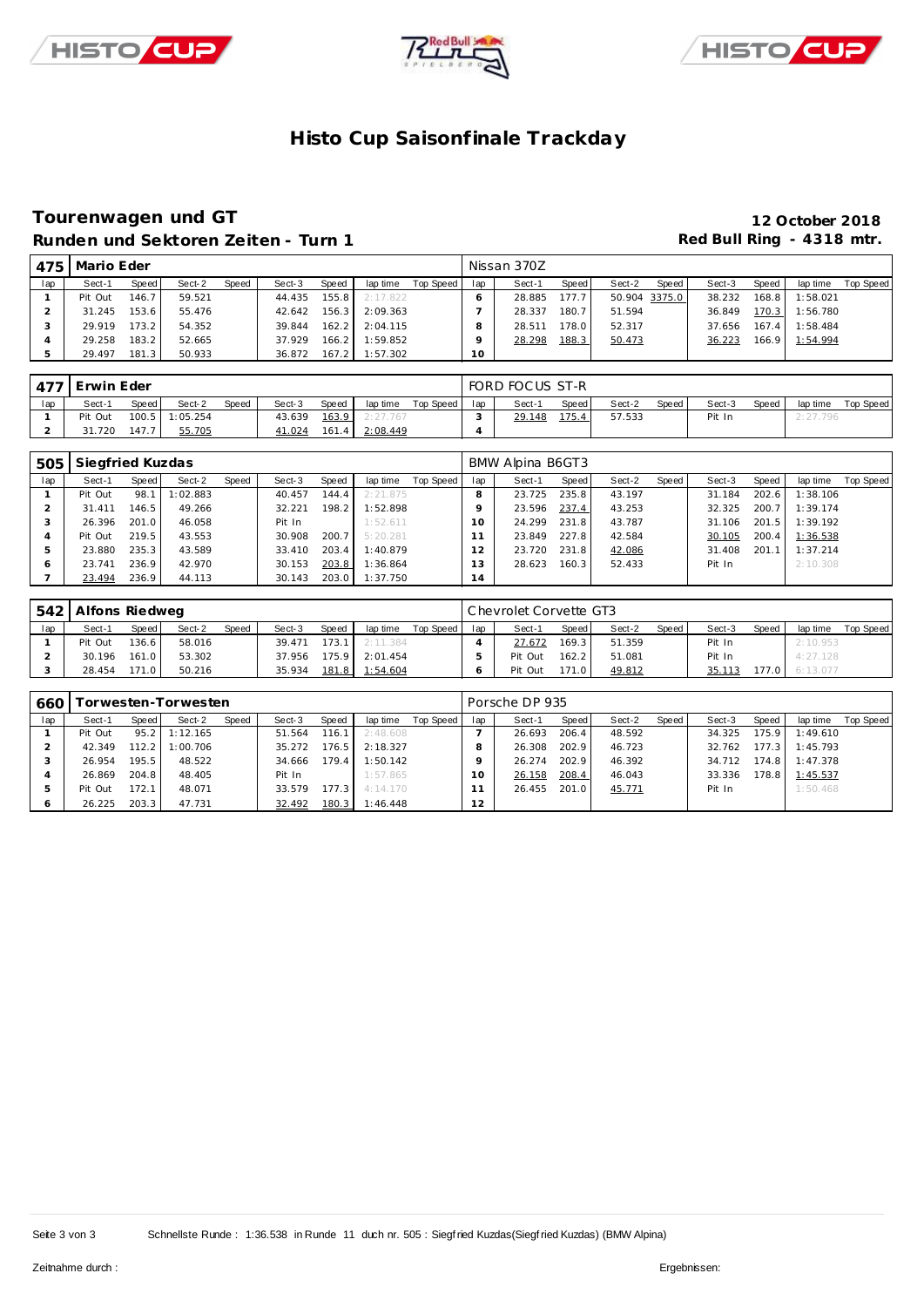# Histo Cup Saisonfinale Trackday

## Tourenwagen und GT

**Runden und Sektoren Zeiten - Turn 1**

**12 October 2018**

**Red Bull Ring - 4318 mtr.**

| 475 | Mario Eder | | | | | | | | Nissan 370Z | | | | | | | | | |
|---|---|---|---|---|---|---|---|---|---|---|---|---|---|---|---|---|---|---|
| lap | Sect-1 | Speed | Sect-2 | Speed | Sect-3 | Speed | lap time | Top Speed | lap | Sect-1 | Speed | Sect-2 | Speed | Sect-3 | Speed | lap time | Top Speed |
| 1 | Pit Out | 146.7 | 59.521 | | 44.435 | 155.8 | 2:17.822 | | 6 | 28.885 | 177.7 | 50.904 | 3375.0 | 38.232 | 168.8 | 1:58.021 | |
| 2 | 31.245 | 153.6 | 55.476 | | 42.642 | 156.3 | 2:09.363 | | 7 | 28.337 | 180.7 | 51.594 | | 36.849 | 170.3 | 1:56.780 | |
| 3 | 29.919 | 173.2 | 54.352 | | 39.844 | 162.2 | 2:04.115 | | 8 | 28.511 | 178.0 | 52.317 | | 37.656 | 167.4 | 1:58.484 | |
| 4 | 29.258 | 183.2 | 52.665 | | 37.929 | 166.2 | 1:59.852 | | 9 | 28.298 | 188.3 | 50.473 | | 36.223 | 166.9 | 1:54.994 | |
| 5 | 29.497 | 181.3 | 50.933 | | 36.872 | 167.2 | 1:57.302 | | 10 | | | | | | | | |

| 477 | Erwin Eder | | | | | | | | FORD FOCUS ST-R | | | | | | | | | |
|---|---|---|---|---|---|---|---|---|---|---|---|---|---|---|---|---|---|---|
| lap | Sect-1 | Speed | Sect-2 | Speed | Sect-3 | Speed | lap time | Top Speed | lap | Sect-1 | Speed | Sect-2 | Speed | Sect-3 | Speed | lap time | Top Speed |
| 1 | Pit Out | 100.5 | 1:05.254 | | 43.639 | 163.9 | 2:27.767 | | 3 | 29.148 | 175.4 | 57.533 | | Pit In | | 2:27.796 | |
| 2 | 31.720 | 147.7 | 55.705 | | 41.024 | 161.4 | 2:08.449 | | 4 | | | | | | | | |

| 505 | Siegfried Kuzdas | | | | | | | | BMW Alpina B6GT3 | | | | | | | | | |
|---|---|---|---|---|---|---|---|---|---|---|---|---|---|---|---|---|---|---|
| lap | Sect-1 | Speed | Sect-2 | Speed | Sect-3 | Speed | lap time | Top Speed | lap | Sect-1 | Speed | Sect-2 | Speed | Sect-3 | Speed | lap time | Top Speed |
| 1 | Pit Out | 98.1 | 1:02.883 | | 40.457 | 144.4 | 2:21.875 | | 8 | 23.725 | 235.8 | 43.197 | | 31.184 | 202.6 | 1:38.106 | |
| 2 | 31.411 | 146.5 | 49.266 | | 32.221 | 198.2 | 1:52.898 | | 9 | 23.596 | 237.4 | 43.253 | | 32.325 | 200.7 | 1:39.174 | |
| 3 | 26.396 | 201.0 | 46.058 | | Pit In | | 1:52.611 | | 10 | 24.299 | 231.8 | 43.787 | | 31.106 | 201.5 | 1:39.192 | |
| 4 | Pit Out | 219.5 | 43.553 | | 30.908 | 200.7 | 5:20.281 | | 11 | 23.849 | 227.8 | 42.584 | | 30.105 | 200.4 | 1:36.538 | |
| 5 | 23.880 | 235.3 | 43.589 | | 33.410 | 203.4 | 1:40.879 | | 12 | 23.720 | 231.8 | 42.086 | | 31.408 | 201.1 | 1:37.214 | |
| 6 | 23.741 | 236.9 | 42.970 | | 30.153 | 203.8 | 1:36.864 | | 13 | 28.623 | 160.3 | 52.433 | | Pit In | | 2:10.308 | |
| 7 | 23.494 | 236.9 | 44.113 | | 30.143 | 203.0 | 1:37.750 | | 14 | | | | | | | | |

| 542 | Alfons Riedweg | | | | | | | | Chevrolet Corvette GT3 | | | | | | | | | |
|---|---|---|---|---|---|---|---|---|---|---|---|---|---|---|---|---|---|---|
| lap | Sect-1 | Speed | Sect-2 | Speed | Sect-3 | Speed | lap time | Top Speed | lap | Sect-1 | Speed | Sect-2 | Speed | Sect-3 | Speed | lap time | Top Speed |
| 1 | Pit Out | 136.6 | 58.016 | | 39.471 | 173.1 | 2:11.384 | | 4 | 27.672 | 169.3 | 51.359 | | Pit In | | 2:10.953 | |
| 2 | 30.196 | 161.0 | 53.302 | | 37.956 | 175.9 | 2:01.454 | | 5 | Pit Out | 162.2 | 51.081 | | Pit In | | 4:27.128 | |
| 3 | 28.454 | 171.0 | 50.216 | | 35.934 | 181.8 | 1:54.604 | | 6 | Pit Out | 171.0 | 49.812 | | 35.113 | 177.0 | 6:13.077 | |

| 660 | Torwesten-Torwesten | | | | | | | | Porsche DP 935 | | | | | | | | | |
|---|---|---|---|---|---|---|---|---|---|---|---|---|---|---|---|---|---|---|
| lap | Sect-1 | Speed | Sect-2 | Speed | Sect-3 | Speed | lap time | Top Speed | lap | Sect-1 | Speed | Sect-2 | Speed | Sect-3 | Speed | lap time | Top Speed |
| 1 | Pit Out | 95.2 | 1:12.165 | | 51.564 | 116.1 | 2:48.608 | | 7 | 26.693 | 206.4 | 48.592 | | 34.325 | 175.9 | 1:49.610 | |
| 2 | 42.349 | 112.2 | 1:00.706 | | 35.272 | 176.5 | 2:18.327 | | 8 | 26.308 | 202.9 | 46.723 | | 32.762 | 177.3 | 1:45.793 | |
| 3 | 26.954 | 195.5 | 48.522 | | 34.666 | 179.4 | 1:50.142 | | 9 | 26.274 | 202.9 | 46.392 | | 34.712 | 174.8 | 1:47.378 | |
| 4 | 26.869 | 204.8 | 48.405 | | Pit In | | 1:57.865 | | 10 | 26.158 | 208.4 | 46.043 | | 33.336 | 178.8 | 1:45.537 | |
| 5 | Pit Out | 172.1 | 48.071 | | 33.579 | 177.3 | 4:14.170 | | 11 | 26.455 | 201.0 | 45.771 | | Pit In | | 1:50.468 | |
| 6 | 26.225 | 203.3 | 47.731 | | 32.492 | 180.3 | 1:46.448 | | 12 | | | | | | | | |

Schnellste Runde : 1:36.538 in Runde 11 duch nr. 505 : Siegfried Kuzdas(Siegfried Kuzdas) (BMW Alpina)

Zeitnahme durch :

Ergebnissen: